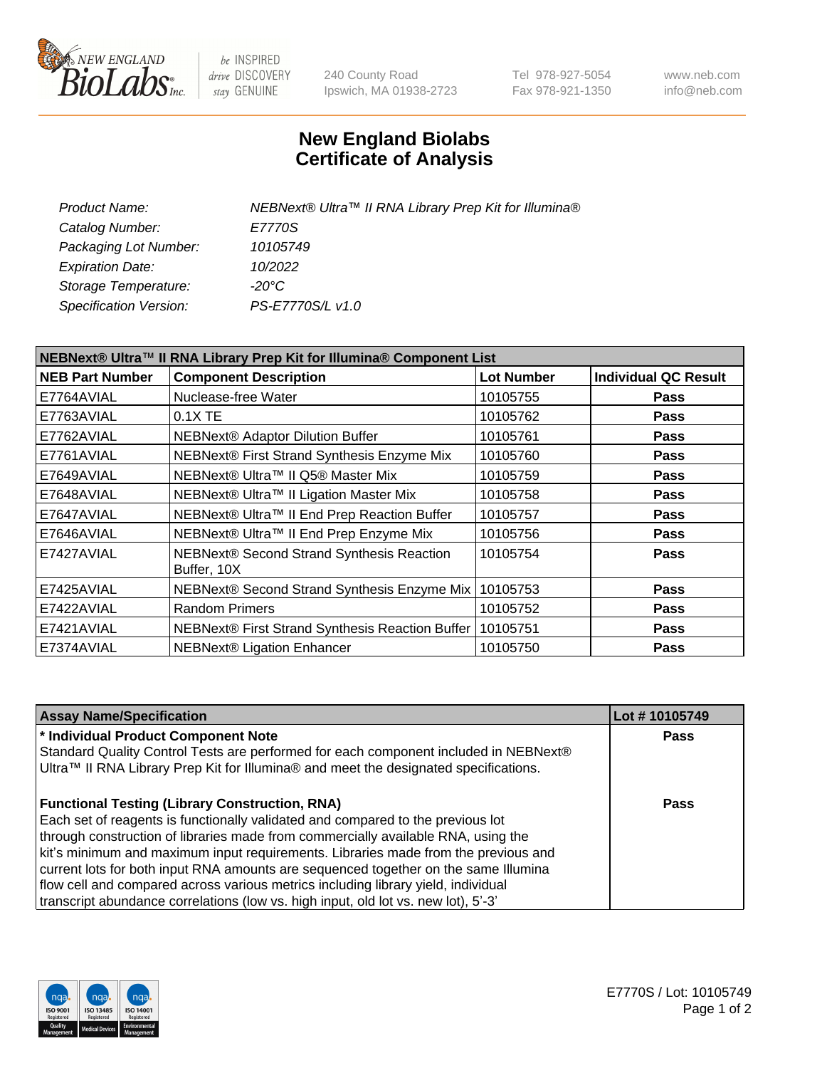NEW ENGLAND BioLabs Inc. — be INSPIRED drive DISCOVERY stay GENUINE

240 County Road
Ipswich, MA 01938-2723

Tel 978-927-5054
Fax 978-921-1350

www.neb.com
info@neb.com

# New England Biolabs
# Certificate of Analysis

| | |
|---|---|
| *Product Name:* | *NEBNext® Ultra™ II RNA Library Prep Kit for Illumina®* |
| *Catalog Number:* | *E7770S* |
| *Packaging Lot Number:* | *10105749* |
| *Expiration Date:* | *10/2022* |
| *Storage Temperature:* | *-20°C* |
| *Specification Version:* | *PS-E7770S/L v1.0* |

**NEBNext® Ultra™ II RNA Library Prep Kit for Illumina® Component List**

| NEB Part Number | Component Description | Lot Number | Individual QC Result |
|---|---|---|---|
| E7764AVIAL | Nuclease-free Water | 10105755 | **Pass** |
| E7763AVIAL | 0.1X TE | 10105762 | **Pass** |
| E7762AVIAL | NEBNext® Adaptor Dilution Buffer | 10105761 | **Pass** |
| E7761AVIAL | NEBNext® First Strand Synthesis Enzyme Mix | 10105760 | **Pass** |
| E7649AVIAL | NEBNext® Ultra™ II Q5® Master Mix | 10105759 | **Pass** |
| E7648AVIAL | NEBNext® Ultra™ II Ligation Master Mix | 10105758 | **Pass** |
| E7647AVIAL | NEBNext® Ultra™ II End Prep Reaction Buffer | 10105757 | **Pass** |
| E7646AVIAL | NEBNext® Ultra™ II End Prep Enzyme Mix | 10105756 | **Pass** |
| E7427AVIAL | NEBNext® Second Strand Synthesis Reaction Buffer, 10X | 10105754 | **Pass** |
| E7425AVIAL | NEBNext® Second Strand Synthesis Enzyme Mix | 10105753 | **Pass** |
| E7422AVIAL | Random Primers | 10105752 | **Pass** |
| E7421AVIAL | NEBNext® First Strand Synthesis Reaction Buffer | 10105751 | **Pass** |
| E7374AVIAL | NEBNext® Ligation Enhancer | 10105750 | **Pass** |

| Assay Name/Specification | Lot # 10105749 |
|---|---|
| **\* Individual Product Component Note**<br>Standard Quality Control Tests are performed for each component included in NEBNext® Ultra™ II RNA Library Prep Kit for Illumina® and meet the designated specifications. | **Pass** |
| **Functional Testing (Library Construction, RNA)**<br>Each set of reagents is functionally validated and compared to the previous lot through construction of libraries made from commercially available RNA, using the kit's minimum and maximum input requirements. Libraries made from the previous and current lots for both input RNA amounts are sequenced together on the same Illumina flow cell and compared across various metrics including library yield, individual transcript abundance correlations (low vs. high input, old lot vs. new lot), 5'-3' | **Pass** |

E7770S / Lot: 10105749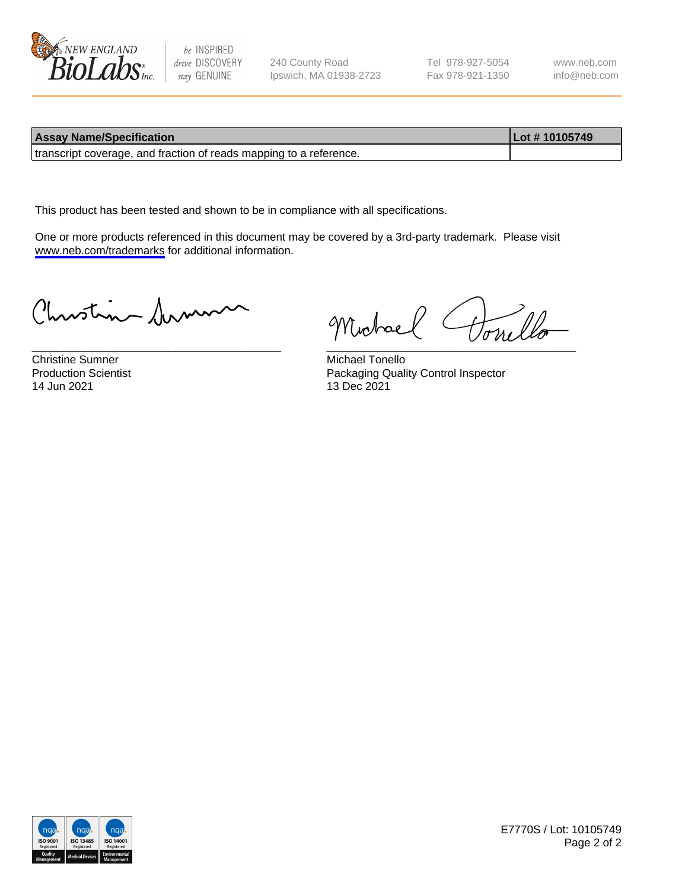| Assay Name/Specification | Lot # 10105749 |
| --- | --- |
| transcript coverage, and fraction of reads mapping to a reference. | |

This product has been tested and shown to be in compliance with all specifications.

One or more products referenced in this document may be covered by a 3rd-party trademark. Please visit www.neb.com/trademarks for additional information.

Christine Sumner
Production Scientist
14 Jun 2021

Michael Tonello
Packaging Quality Control Inspector
13 Dec 2021

E7770S / Lot: 10105749